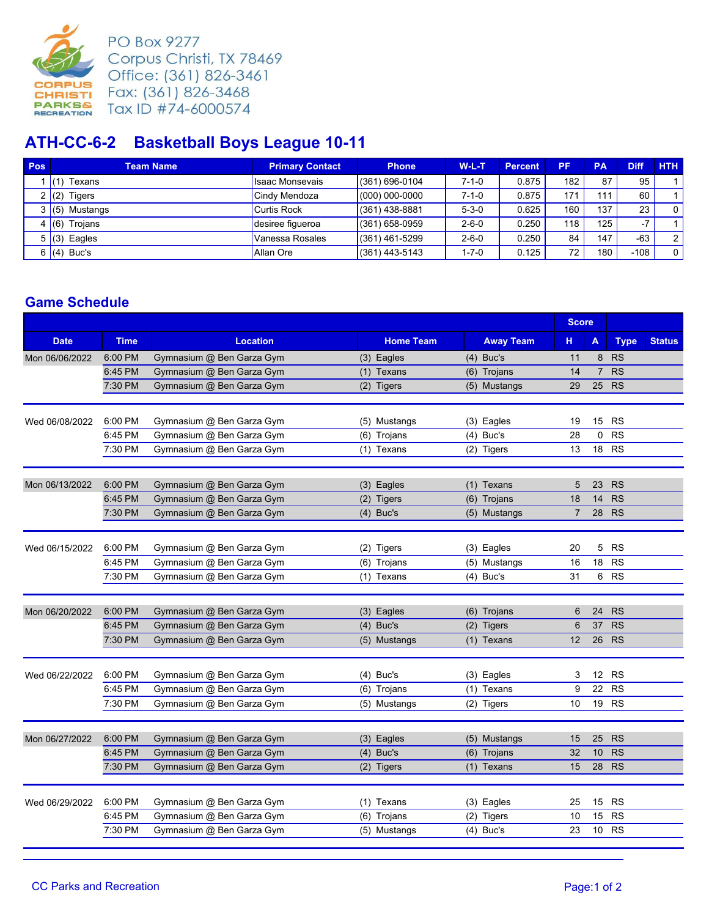PO Box 9277
Corpus Christi, TX 78469
Office: (361) 826-3461
Fax: (361) 826-3468
Tax ID #74-6000574

## ATH-CC-6-2 Basketball Boys League 10-11

| Pos | Team Name | Primary Contact | Phone | W-L-T | Percent | PF | PA | Diff | HTH |
|---|---|---|---|---|---|---|---|---|---|
| 1 | (1) Texans | Isaac Monsevais | (361) 696-0104 | 7-1-0 | 0.875 | 182 | 87 | 95 | 1 |
| 2 | (2) Tigers | Cindy Mendoza | (000) 000-0000 | 7-1-0 | 0.875 | 171 | 111 | 60 | 1 |
| 3 | (5) Mustangs | Curtis Rock | (361) 438-8881 | 5-3-0 | 0.625 | 160 | 137 | 23 | 0 |
| 4 | (6) Trojans | desiree figueroa | (361) 658-0959 | 2-6-0 | 0.250 | 118 | 125 | -7 | 1 |
| 5 | (3) Eagles | Vanessa Rosales | (361) 461-5299 | 2-6-0 | 0.250 | 84 | 147 | -63 | 2 |
| 6 | (4) Buc's | Allan Ore | (361) 443-5143 | 1-7-0 | 0.125 | 72 | 180 | -108 | 0 |

## Game Schedule

| | | | | | Score | | | |
|---|---|---|---|---|---|---|---|---|
| Date | Time | Location | Home Team | Away Team | H | A | Type | Status |
| Mon 06/06/2022 | 6:00 PM | Gymnasium @ Ben Garza Gym | (3) Eagles | (4) Buc's | 11 | 8 | RS | |
| | 6:45 PM | Gymnasium @ Ben Garza Gym | (1) Texans | (6) Trojans | 14 | 7 | RS | |
| | 7:30 PM | Gymnasium @ Ben Garza Gym | (2) Tigers | (5) Mustangs | 29 | 25 | RS | |
| Wed 06/08/2022 | 6:00 PM | Gymnasium @ Ben Garza Gym | (5) Mustangs | (3) Eagles | 19 | 15 | RS | |
| | 6:45 PM | Gymnasium @ Ben Garza Gym | (6) Trojans | (4) Buc's | 28 | 0 | RS | |
| | 7:30 PM | Gymnasium @ Ben Garza Gym | (1) Texans | (2) Tigers | 13 | 18 | RS | |
| Mon 06/13/2022 | 6:00 PM | Gymnasium @ Ben Garza Gym | (3) Eagles | (1) Texans | 5 | 23 | RS | |
| | 6:45 PM | Gymnasium @ Ben Garza Gym | (2) Tigers | (6) Trojans | 18 | 14 | RS | |
| | 7:30 PM | Gymnasium @ Ben Garza Gym | (4) Buc's | (5) Mustangs | 7 | 28 | RS | |
| Wed 06/15/2022 | 6:00 PM | Gymnasium @ Ben Garza Gym | (2) Tigers | (3) Eagles | 20 | 5 | RS | |
| | 6:45 PM | Gymnasium @ Ben Garza Gym | (6) Trojans | (5) Mustangs | 16 | 18 | RS | |
| | 7:30 PM | Gymnasium @ Ben Garza Gym | (1) Texans | (4) Buc's | 31 | 6 | RS | |
| Mon 06/20/2022 | 6:00 PM | Gymnasium @ Ben Garza Gym | (3) Eagles | (6) Trojans | 6 | 24 | RS | |
| | 6:45 PM | Gymnasium @ Ben Garza Gym | (4) Buc's | (2) Tigers | 6 | 37 | RS | |
| | 7:30 PM | Gymnasium @ Ben Garza Gym | (5) Mustangs | (1) Texans | 12 | 26 | RS | |
| Wed 06/22/2022 | 6:00 PM | Gymnasium @ Ben Garza Gym | (4) Buc's | (3) Eagles | 3 | 12 | RS | |
| | 6:45 PM | Gymnasium @ Ben Garza Gym | (6) Trojans | (1) Texans | 9 | 22 | RS | |
| | 7:30 PM | Gymnasium @ Ben Garza Gym | (5) Mustangs | (2) Tigers | 10 | 19 | RS | |
| Mon 06/27/2022 | 6:00 PM | Gymnasium @ Ben Garza Gym | (3) Eagles | (5) Mustangs | 15 | 25 | RS | |
| | 6:45 PM | Gymnasium @ Ben Garza Gym | (4) Buc's | (6) Trojans | 32 | 10 | RS | |
| | 7:30 PM | Gymnasium @ Ben Garza Gym | (2) Tigers | (1) Texans | 15 | 28 | RS | |
| Wed 06/29/2022 | 6:00 PM | Gymnasium @ Ben Garza Gym | (1) Texans | (3) Eagles | 25 | 15 | RS | |
| | 6:45 PM | Gymnasium @ Ben Garza Gym | (6) Trojans | (2) Tigers | 10 | 15 | RS | |
| | 7:30 PM | Gymnasium @ Ben Garza Gym | (5) Mustangs | (4) Buc's | 23 | 10 | RS | |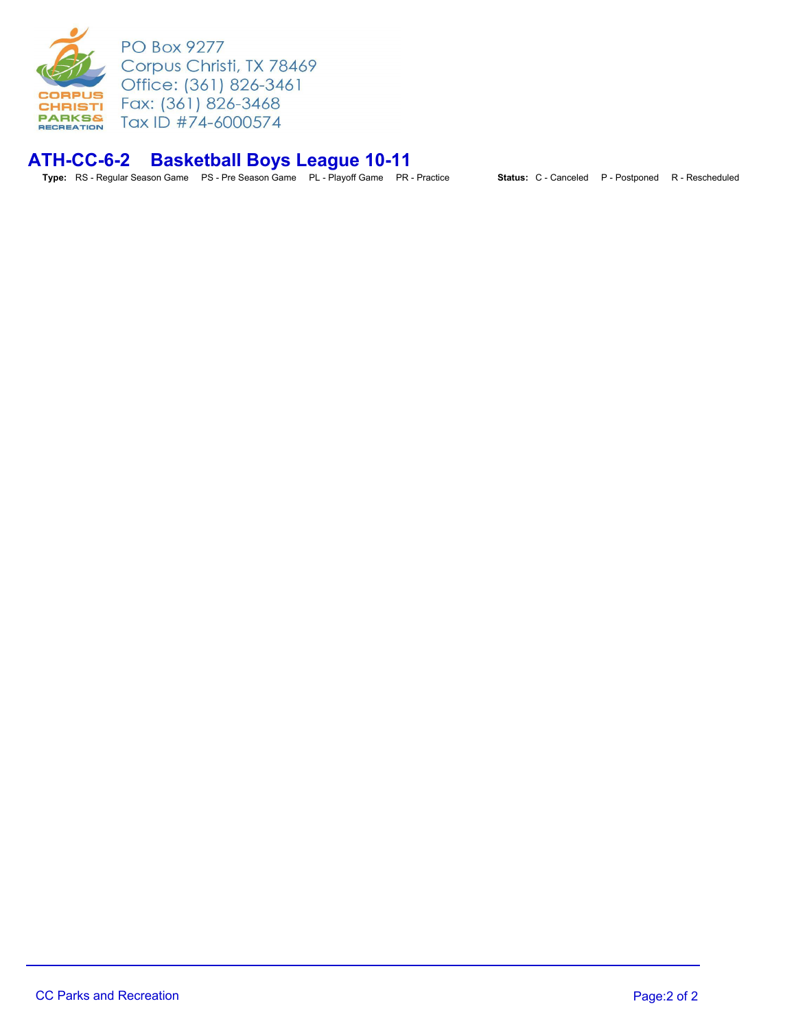PO Box 9277
Corpus Christi, TX 78469
Office: (361) 826-3461
Fax: (361) 826-3468
Tax ID #74-6000574

## ATH-CC-6-2 Basketball Boys League 10-11

**Type:** RS - Regular Season Game PS - Pre Season Game PL - Playoff Game PR - Practice **Status:** C - Canceled P - Postponed R - Rescheduled